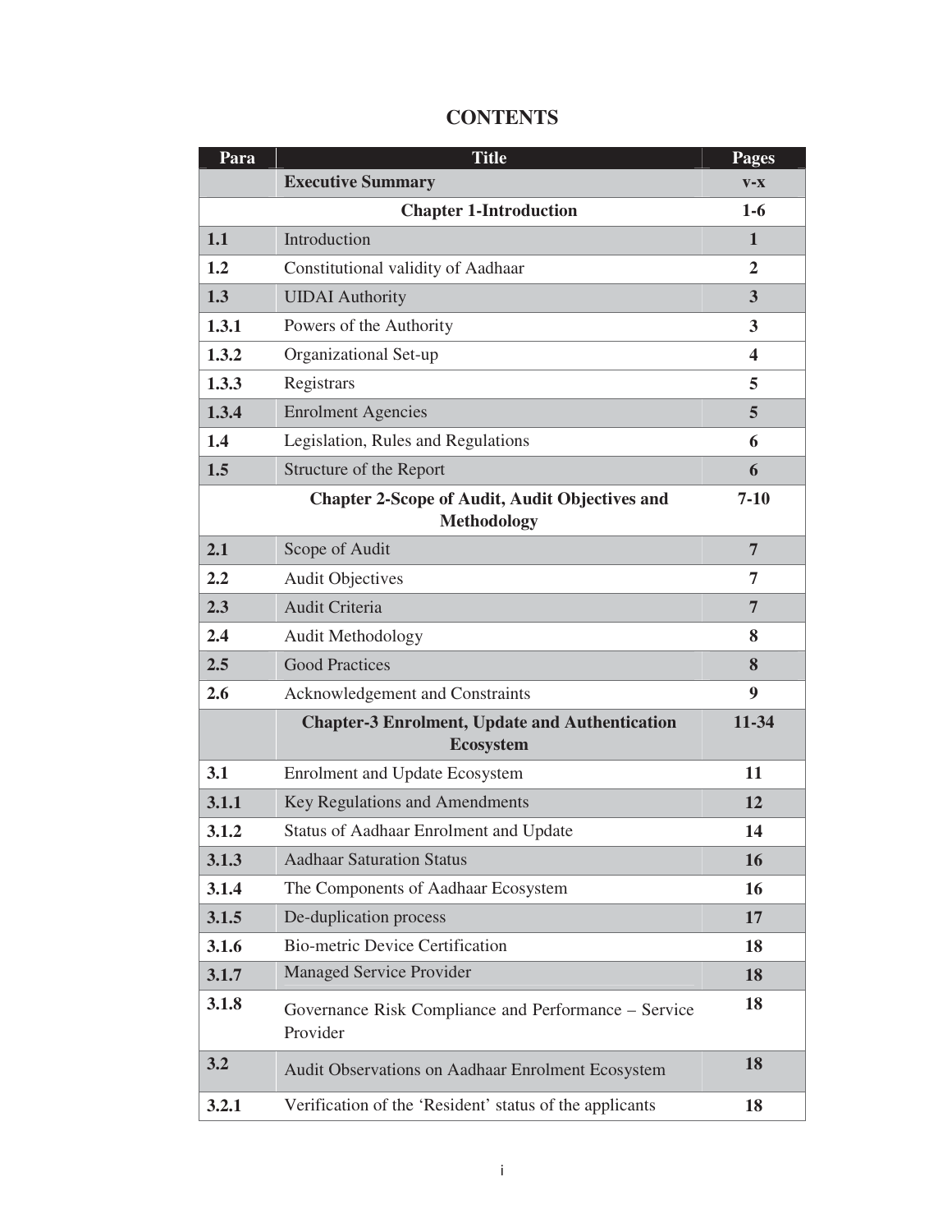# CONTENTS

| Para | Title | Pages |
|---|---|---|
| | **Executive Summary** | **v-x** |
| | **Chapter 1-Introduction** | **1-6** |
| **1.1** | Introduction | **1** |
| **1.2** | Constitutional validity of Aadhaar | **2** |
| **1.3** | UIDAI Authority | **3** |
| **1.3.1** | Powers of the Authority | **3** |
| **1.3.2** | Organizational Set-up | **4** |
| **1.3.3** | Registrars | **5** |
| **1.3.4** | Enrolment Agencies | **5** |
| **1.4** | Legislation, Rules and Regulations | **6** |
| **1.5** | Structure of the Report | **6** |
| | **Chapter 2-Scope of Audit, Audit Objectives and Methodology** | **7-10** |
| **2.1** | Scope of Audit | **7** |
| **2.2** | Audit Objectives | **7** |
| **2.3** | Audit Criteria | **7** |
| **2.4** | Audit Methodology | **8** |
| **2.5** | Good Practices | **8** |
| **2.6** | Acknowledgement and Constraints | **9** |
| | **Chapter-3 Enrolment, Update and Authentication Ecosystem** | **11-34** |
| **3.1** | Enrolment and Update Ecosystem | **11** |
| **3.1.1** | Key Regulations and Amendments | **12** |
| **3.1.2** | Status of Aadhaar Enrolment and Update | **14** |
| **3.1.3** | Aadhaar Saturation Status | **16** |
| **3.1.4** | The Components of Aadhaar Ecosystem | **16** |
| **3.1.5** | De-duplication process | **17** |
| **3.1.6** | Bio-metric Device Certification | **18** |
| **3.1.7** | Managed Service Provider | **18** |
| **3.1.8** | Governance Risk Compliance and Performance – Service Provider | **18** |
| **3.2** | Audit Observations on Aadhaar Enrolment Ecosystem | **18** |
| **3.2.1** | Verification of the 'Resident' status of the applicants | **18** |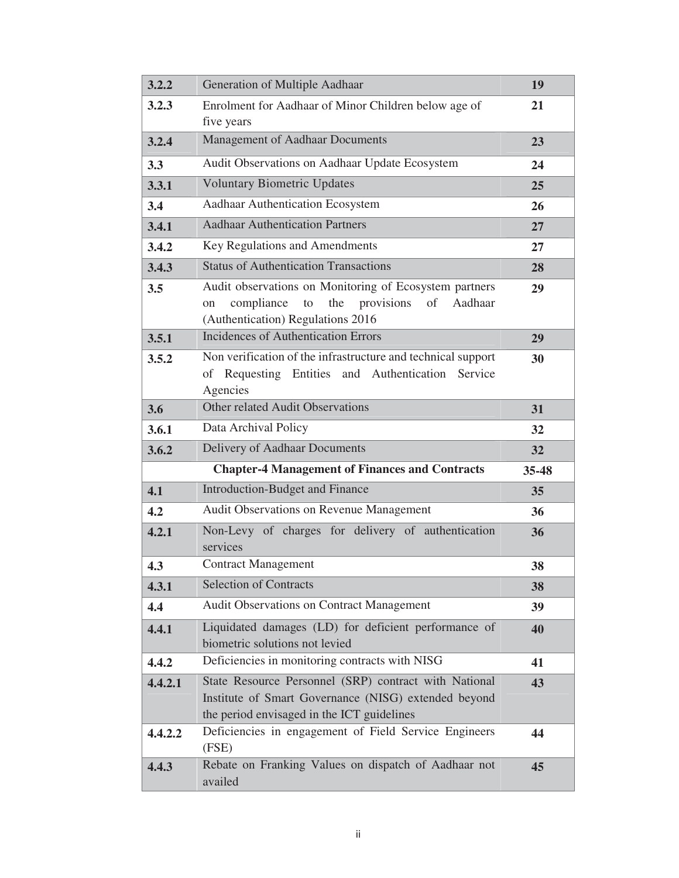| | | |
|---|---|---|
| **3.2.2** | Generation of Multiple Aadhaar | **19** |
| **3.2.3** | Enrolment for Aadhaar of Minor Children below age of five years | **21** |
| **3.2.4** | Management of Aadhaar Documents | **23** |
| **3.3** | Audit Observations on Aadhaar Update Ecosystem | **24** |
| **3.3.1** | Voluntary Biometric Updates | **25** |
| **3.4** | Aadhaar Authentication Ecosystem | **26** |
| **3.4.1** | Aadhaar Authentication Partners | **27** |
| **3.4.2** | Key Regulations and Amendments | **27** |
| **3.4.3** | Status of Authentication Transactions | **28** |
| **3.5** | Audit observations on Monitoring of Ecosystem partners on compliance to the provisions of Aadhaar (Authentication) Regulations 2016 | **29** |
| **3.5.1** | Incidences of Authentication Errors | **29** |
| **3.5.2** | Non verification of the infrastructure and technical support of Requesting Entities and Authentication Service Agencies | **30** |
| **3.6** | Other related Audit Observations | **31** |
| **3.6.1** | Data Archival Policy | **32** |
| **3.6.2** | Delivery of Aadhaar Documents | **32** |
| | **Chapter-4 Management of Finances and Contracts** | **35-48** |
| **4.1** | Introduction-Budget and Finance | **35** |
| **4.2** | Audit Observations on Revenue Management | **36** |
| **4.2.1** | Non-Levy of charges for delivery of authentication services | **36** |
| **4.3** | Contract Management | **38** |
| **4.3.1** | Selection of Contracts | **38** |
| **4.4** | Audit Observations on Contract Management | **39** |
| **4.4.1** | Liquidated damages (LD) for deficient performance of biometric solutions not levied | **40** |
| **4.4.2** | Deficiencies in monitoring contracts with NISG | **41** |
| **4.4.2.1** | State Resource Personnel (SRP) contract with National Institute of Smart Governance (NISG) extended beyond the period envisaged in the ICT guidelines | **43** |
| **4.4.2.2** | Deficiencies in engagement of Field Service Engineers (FSE) | **44** |
| **4.4.3** | Rebate on Franking Values on dispatch of Aadhaar not availed | **45** |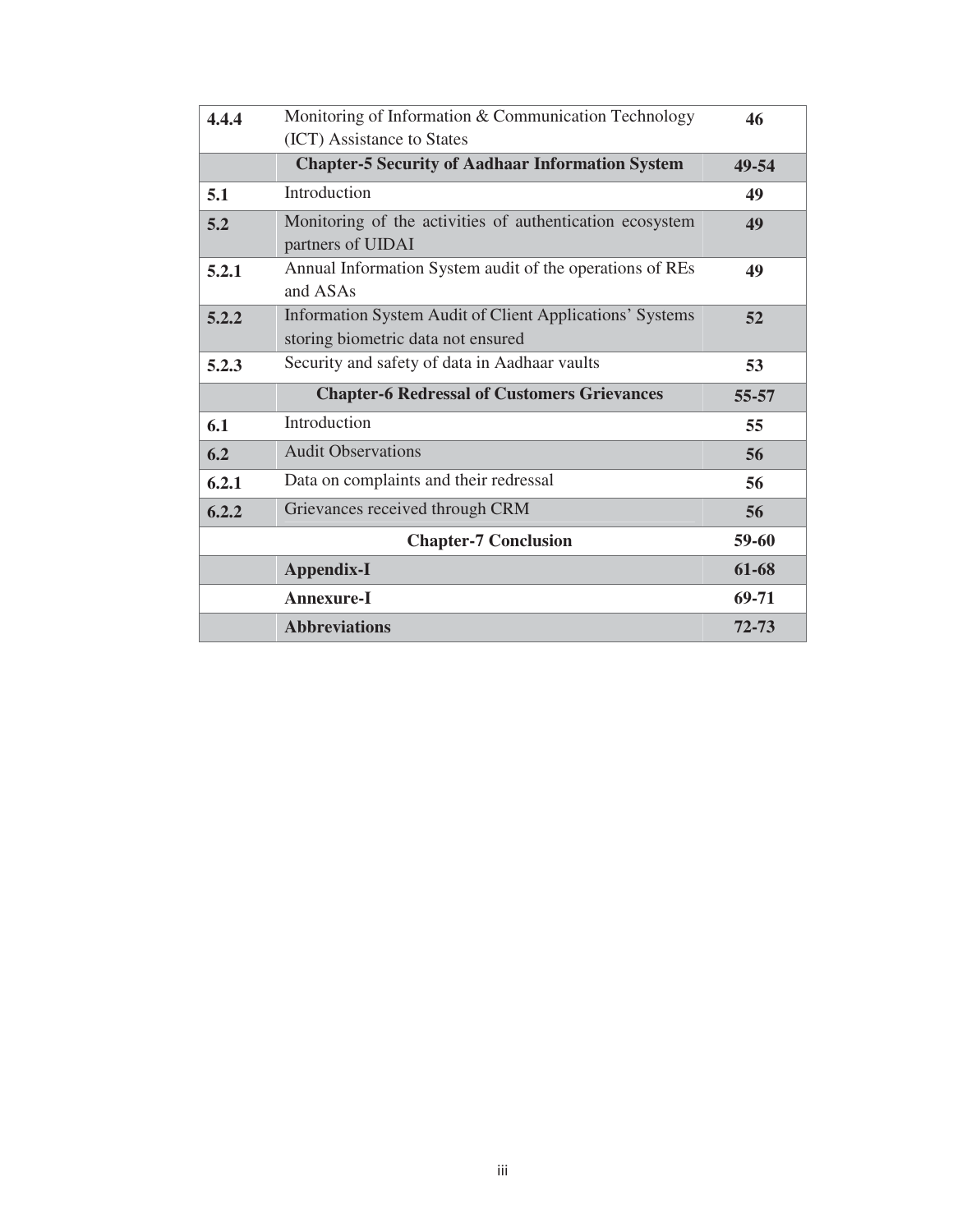| | | |
|---|---|---|
| **4.4.4** | Monitoring of Information & Communication Technology (ICT) Assistance to States | **46** |
| | **Chapter-5 Security of Aadhaar Information System** | **49-54** |
| **5.1** | Introduction | **49** |
| **5.2** | Monitoring of the activities of authentication ecosystem partners of UIDAI | **49** |
| **5.2.1** | Annual Information System audit of the operations of REs and ASAs | **49** |
| **5.2.2** | Information System Audit of Client Applications' Systems storing biometric data not ensured | **52** |
| **5.2.3** | Security and safety of data in Aadhaar vaults | **53** |
| | **Chapter-6 Redressal of Customers Grievances** | **55-57** |
| **6.1** | Introduction | **55** |
| **6.2** | Audit Observations | **56** |
| **6.2.1** | Data on complaints and their redressal | **56** |
| **6.2.2** | Grievances received through CRM | **56** |
| | **Chapter-7 Conclusion** | **59-60** |
| | **Appendix-I** | **61-68** |
| | **Annexure-I** | **69-71** |
| | **Abbreviations** | **72-73** |